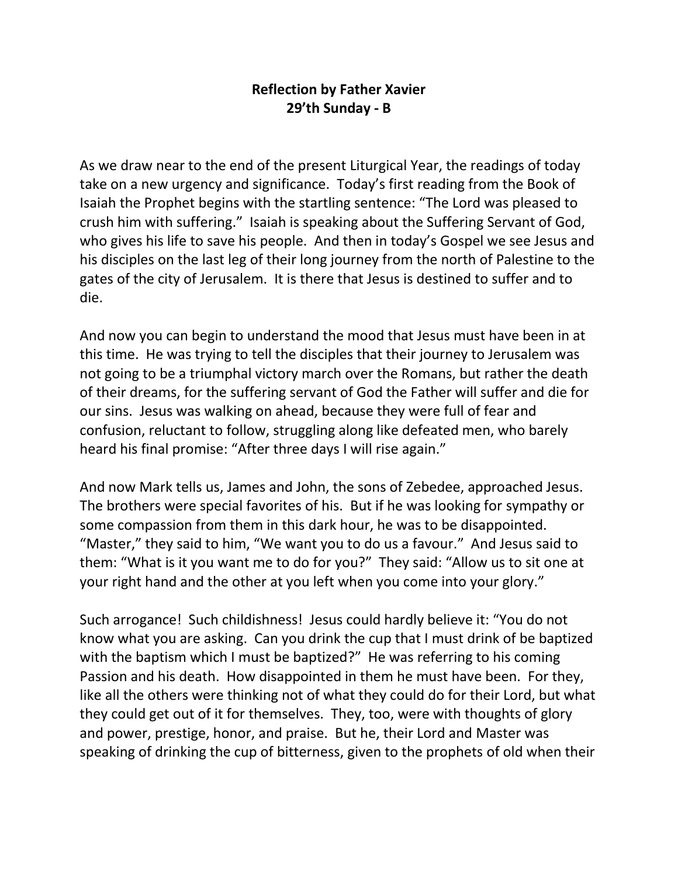**Reflection by Father Xavier**
**29'th Sunday - B**

As we draw near to the end of the present Liturgical Year, the readings of today take on a new urgency and significance. Today's first reading from the Book of Isaiah the Prophet begins with the startling sentence: "The Lord was pleased to crush him with suffering." Isaiah is speaking about the Suffering Servant of God, who gives his life to save his people. And then in today's Gospel we see Jesus and his disciples on the last leg of their long journey from the north of Palestine to the gates of the city of Jerusalem. It is there that Jesus is destined to suffer and to die.

And now you can begin to understand the mood that Jesus must have been in at this time. He was trying to tell the disciples that their journey to Jerusalem was not going to be a triumphal victory march over the Romans, but rather the death of their dreams, for the suffering servant of God the Father will suffer and die for our sins. Jesus was walking on ahead, because they were full of fear and confusion, reluctant to follow, struggling along like defeated men, who barely heard his final promise: "After three days I will rise again."

And now Mark tells us, James and John, the sons of Zebedee, approached Jesus. The brothers were special favorites of his. But if he was looking for sympathy or some compassion from them in this dark hour, he was to be disappointed. "Master," they said to him, "We want you to do us a favour." And Jesus said to them: "What is it you want me to do for you?" They said: "Allow us to sit one at your right hand and the other at you left when you come into your glory."

Such arrogance! Such childishness! Jesus could hardly believe it: "You do not know what you are asking. Can you drink the cup that I must drink of be baptized with the baptism which I must be baptized?" He was referring to his coming Passion and his death. How disappointed in them he must have been. For they, like all the others were thinking not of what they could do for their Lord, but what they could get out of it for themselves. They, too, were with thoughts of glory and power, prestige, honor, and praise. But he, their Lord and Master was speaking of drinking the cup of bitterness, given to the prophets of old when their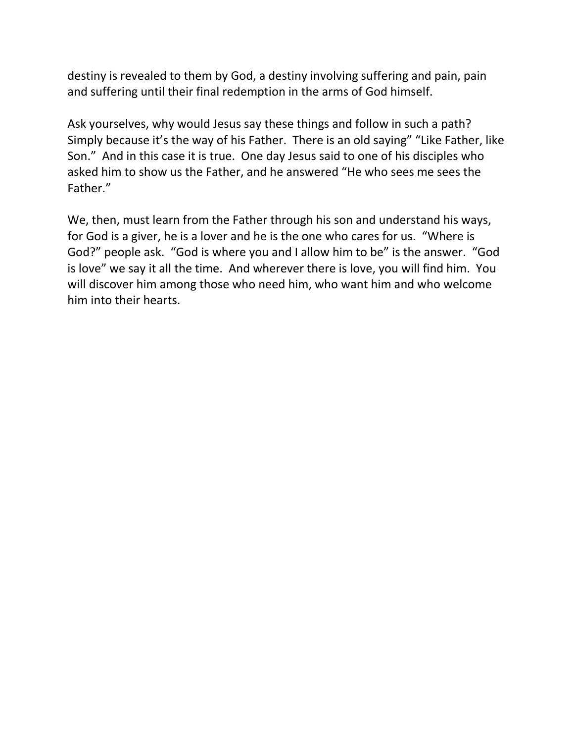destiny is revealed to them by God, a destiny involving suffering and pain, pain and suffering until their final redemption in the arms of God himself.

Ask yourselves, why would Jesus say these things and follow in such a path? Simply because it's the way of his Father. There is an old saying" "Like Father, like Son." And in this case it is true. One day Jesus said to one of his disciples who asked him to show us the Father, and he answered "He who sees me sees the Father."

We, then, must learn from the Father through his son and understand his ways, for God is a giver, he is a lover and he is the one who cares for us. "Where is God?" people ask. "God is where you and I allow him to be" is the answer. "God is love" we say it all the time. And wherever there is love, you will find him. You will discover him among those who need him, who want him and who welcome him into their hearts.